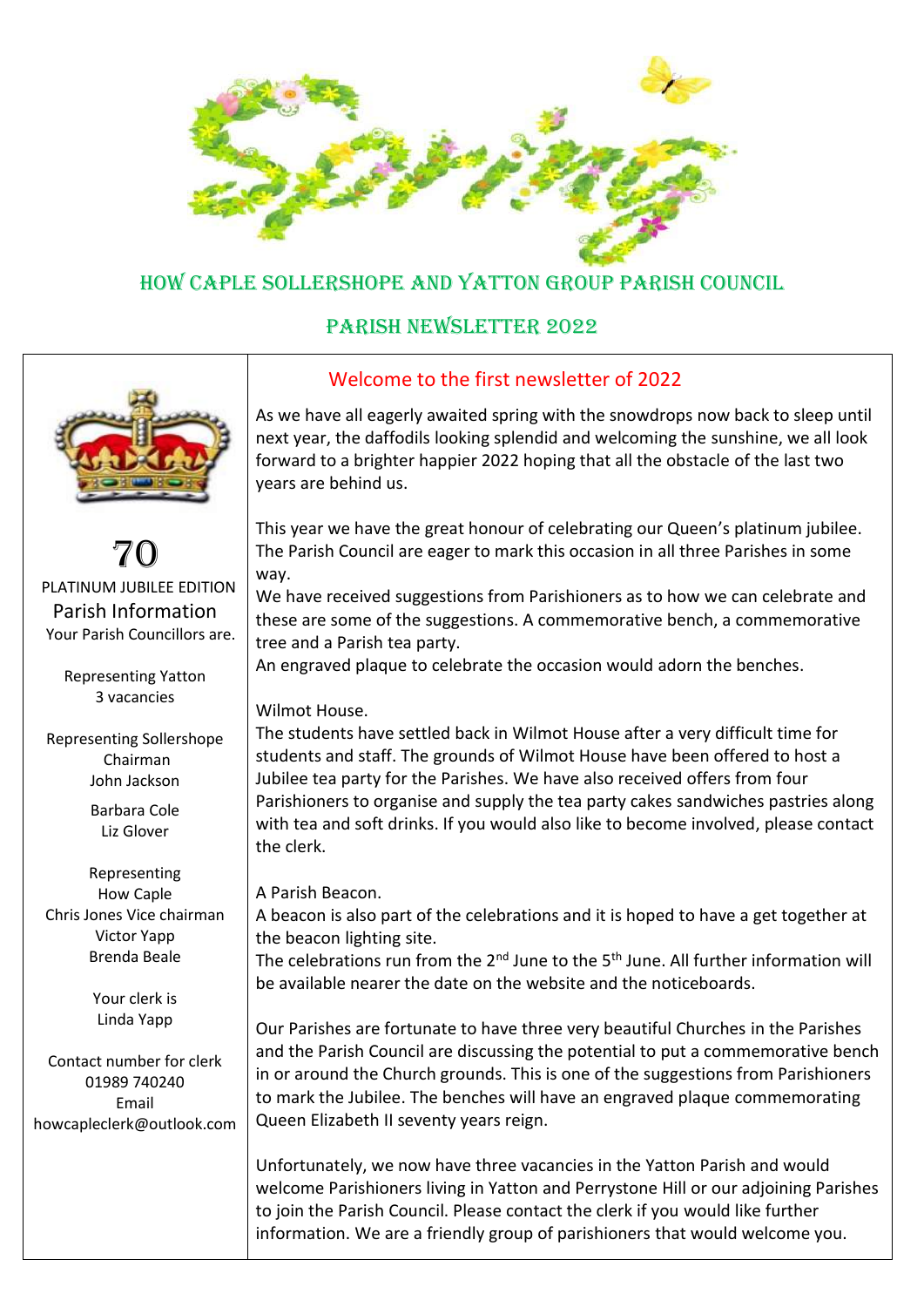# HOW CAPLE SOLLERSHOPE AND YATTON GROUP PARISH COUNCIL

## PARISH NEWSLETTER 2022

70

PLATINUM JUBILEE EDITION

**Parish Information**

Your Parish Councillors are.

Representing Yatton
3 vacancies

Representing Sollershope
Chairman
John Jackson

Barbara Cole
Liz Glover

Representing
How Caple
Chris Jones Vice chairman
Victor Yapp
Brenda Beale

Your clerk is
Linda Yapp

Contact number for clerk
01989 740240
Email
howcapleclerk@outlook.com

### Welcome to the first newsletter of 2022

As we have all eagerly awaited spring with the snowdrops now back to sleep until next year, the daffodils looking splendid and welcoming the sunshine, we all look forward to a brighter happier 2022 hoping that all the obstacle of the last two years are behind us.

This year we have the great honour of celebrating our Queen's platinum jubilee. The Parish Council are eager to mark this occasion in all three Parishes in some way.
We have received suggestions from Parishioners as to how we can celebrate and these are some of the suggestions. A commemorative bench, a commemorative tree and a Parish tea party.
An engraved plaque to celebrate the occasion would adorn the benches.

Wilmot House.
The students have settled back in Wilmot House after a very difficult time for students and staff. The grounds of Wilmot House have been offered to host a Jubilee tea party for the Parishes. We have also received offers from four Parishioners to organise and supply the tea party cakes sandwiches pastries along with tea and soft drinks. If you would also like to become involved, please contact the clerk.

A Parish Beacon.
A beacon is also part of the celebrations and it is hoped to have a get together at the beacon lighting site.
The celebrations run from the 2nd June to the 5th June. All further information will be available nearer the date on the website and the noticeboards.

Our Parishes are fortunate to have three very beautiful Churches in the Parishes and the Parish Council are discussing the potential to put a commemorative bench in or around the Church grounds. This is one of the suggestions from Parishioners to mark the Jubilee. The benches will have an engraved plaque commemorating Queen Elizabeth II seventy years reign.

Unfortunately, we now have three vacancies in the Yatton Parish and would welcome Parishioners living in Yatton and Perrystone Hill or our adjoining Parishes to join the Parish Council. Please contact the clerk if you would like further information. We are a friendly group of parishioners that would welcome you.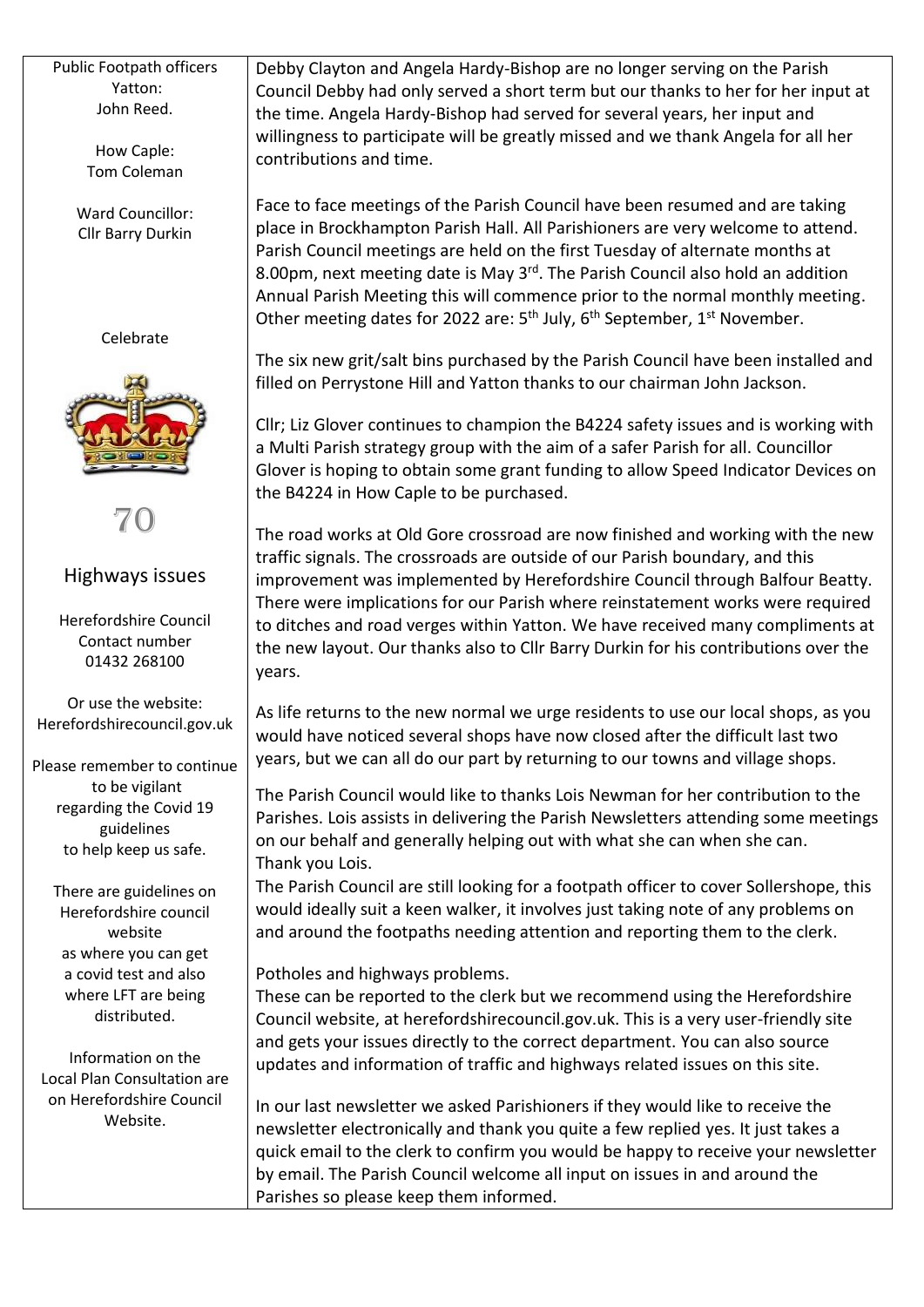Public Footpath officers
Yatton:
John Reed.

How Caple:
Tom Coleman

Ward Councillor:
Cllr Barry Durkin

Celebrate

70

## Highways issues

Herefordshire Council
Contact number
01432 268100

Or use the website:
Herefordshirecouncil.gov.uk

Please remember to continue to be vigilant regarding the Covid 19 guidelines to help keep us safe.

There are guidelines on Herefordshire council website as where you can get a covid test and also where LFT are being distributed.

Information on the Local Plan Consultation are on Herefordshire Council Website.

Debby Clayton and Angela Hardy-Bishop are no longer serving on the Parish Council Debby had only served a short term but our thanks to her for her input at the time. Angela Hardy-Bishop had served for several years, her input and willingness to participate will be greatly missed and we thank Angela for all her contributions and time.

Face to face meetings of the Parish Council have been resumed and are taking place in Brockhampton Parish Hall. All Parishioners are very welcome to attend. Parish Council meetings are held on the first Tuesday of alternate months at 8.00pm, next meeting date is May 3rd. The Parish Council also hold an addition Annual Parish Meeting this will commence prior to the normal monthly meeting. Other meeting dates for 2022 are: 5th July, 6th September, 1st November.

The six new grit/salt bins purchased by the Parish Council have been installed and filled on Perrystone Hill and Yatton thanks to our chairman John Jackson.

Cllr; Liz Glover continues to champion the B4224 safety issues and is working with a Multi Parish strategy group with the aim of a safer Parish for all. Councillor Glover is hoping to obtain some grant funding to allow Speed Indicator Devices on the B4224 in How Caple to be purchased.

The road works at Old Gore crossroad are now finished and working with the new traffic signals. The crossroads are outside of our Parish boundary, and this improvement was implemented by Herefordshire Council through Balfour Beatty. There were implications for our Parish where reinstatement works were required to ditches and road verges within Yatton. We have received many compliments at the new layout. Our thanks also to Cllr Barry Durkin for his contributions over the years.

As life returns to the new normal we urge residents to use our local shops, as you would have noticed several shops have now closed after the difficult last two years, but we can all do our part by returning to our towns and village shops.

The Parish Council would like to thanks Lois Newman for her contribution to the Parishes. Lois assists in delivering the Parish Newsletters attending some meetings on our behalf and generally helping out with what she can when she can.
Thank you Lois.

The Parish Council are still looking for a footpath officer to cover Sollershope, this would ideally suit a keen walker, it involves just taking note of any problems on and around the footpaths needing attention and reporting them to the clerk.

Potholes and highways problems.
These can be reported to the clerk but we recommend using the Herefordshire Council website, at herefordshirecouncil.gov.uk. This is a very user-friendly site and gets your issues directly to the correct department. You can also source updates and information of traffic and highways related issues on this site.

In our last newsletter we asked Parishioners if they would like to receive the newsletter electronically and thank you quite a few replied yes. It just takes a quick email to the clerk to confirm you would be happy to receive your newsletter by email. The Parish Council welcome all input on issues in and around the Parishes so please keep them informed.